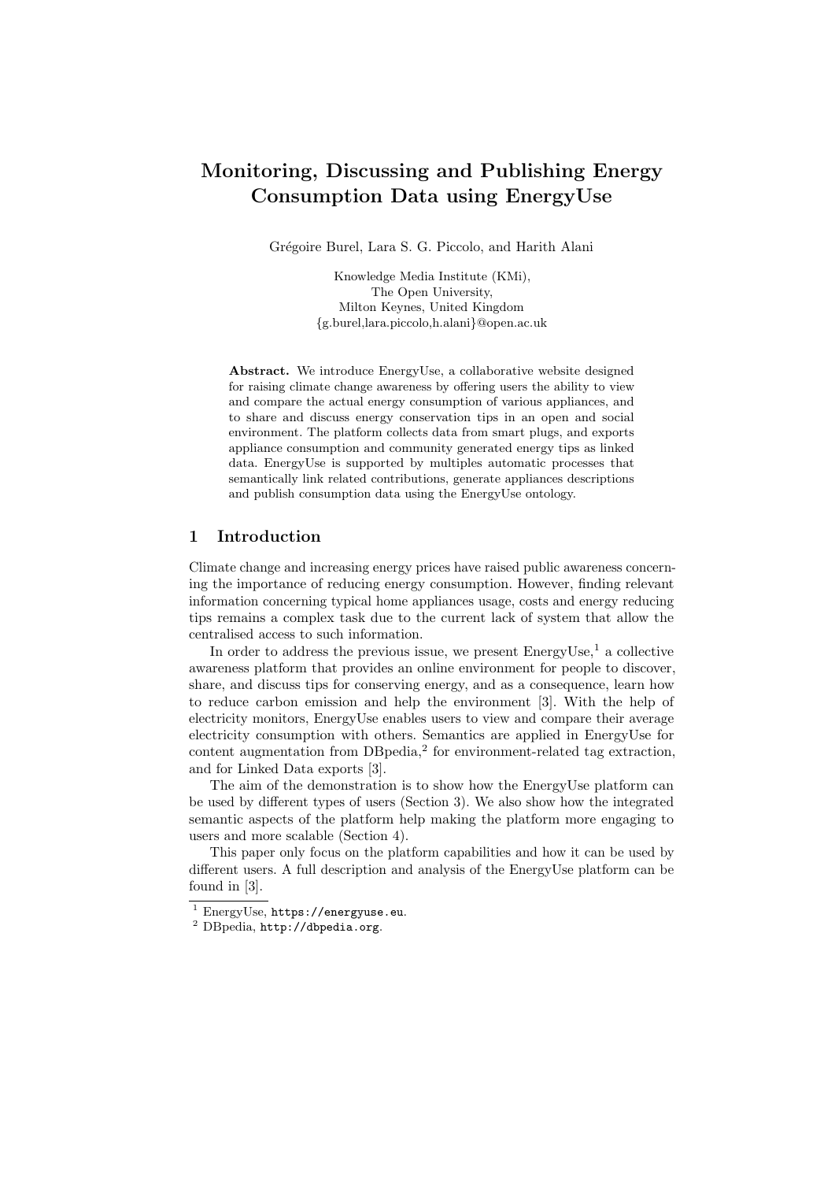# Monitoring, Discussing and Publishing Energy Consumption Data using EnergyUse

Grégoire Burel, Lara S. G. Piccolo, and Harith Alani

Knowledge Media Institute (KMi),
The Open University,
Milton Keynes, United Kingdom
{g.burel,lara.piccolo,h.alani}@open.ac.uk

**Abstract.** We introduce EnergyUse, a collaborative website designed for raising climate change awareness by offering users the ability to view and compare the actual energy consumption of various appliances, and to share and discuss energy conservation tips in an open and social environment. The platform collects data from smart plugs, and exports appliance consumption and community generated energy tips as linked data. EnergyUse is supported by multiples automatic processes that semantically link related contributions, generate appliances descriptions and publish consumption data using the EnergyUse ontology.

## 1 Introduction

Climate change and increasing energy prices have raised public awareness concerning the importance of reducing energy consumption. However, finding relevant information concerning typical home appliances usage, costs and energy reducing tips remains a complex task due to the current lack of system that allow the centralised access to such information.

In order to address the previous issue, we present EnergyUse,[1] a collective awareness platform that provides an online environment for people to discover, share, and discuss tips for conserving energy, and as a consequence, learn how to reduce carbon emission and help the environment [3]. With the help of electricity monitors, EnergyUse enables users to view and compare their average electricity consumption with others. Semantics are applied in EnergyUse for content augmentation from DBpedia,[2] for environment-related tag extraction, and for Linked Data exports [3].

The aim of the demonstration is to show how the EnergyUse platform can be used by different types of users (Section 3). We also show how the integrated semantic aspects of the platform help making the platform more engaging to users and more scalable (Section 4).

This paper only focus on the platform capabilities and how it can be used by different users. A full description and analysis of the EnergyUse platform can be found in [3].

[1] EnergyUse, `https://energyuse.eu`.

[2] DBpedia, `http://dbpedia.org`.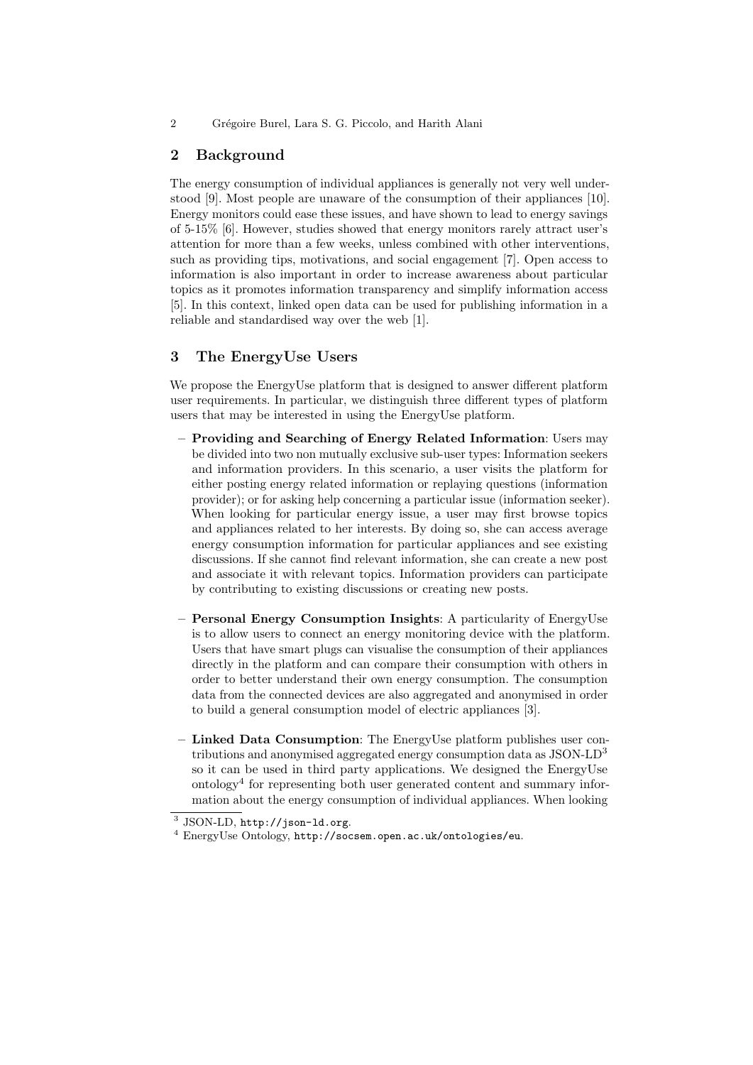## 2 Background

The energy consumption of individual appliances is generally not very well understood [9]. Most people are unaware of the consumption of their appliances [10]. Energy monitors could ease these issues, and have shown to lead to energy savings of 5-15% [6]. However, studies showed that energy monitors rarely attract user's attention for more than a few weeks, unless combined with other interventions, such as providing tips, motivations, and social engagement [7]. Open access to information is also important in order to increase awareness about particular topics as it promotes information transparency and simplify information access [5]. In this context, linked open data can be used for publishing information in a reliable and standardised way over the web [1].

## 3 The EnergyUse Users

We propose the EnergyUse platform that is designed to answer different platform user requirements. In particular, we distinguish three different types of platform users that may be interested in using the EnergyUse platform.

- **Providing and Searching of Energy Related Information**: Users may be divided into two non mutually exclusive sub-user types: Information seekers and information providers. In this scenario, a user visits the platform for either posting energy related information or replaying questions (information provider); or for asking help concerning a particular issue (information seeker). When looking for particular energy issue, a user may first browse topics and appliances related to her interests. By doing so, she can access average energy consumption information for particular appliances and see existing discussions. If she cannot find relevant information, she can create a new post and associate it with relevant topics. Information providers can participate by contributing to existing discussions or creating new posts.
- **Personal Energy Consumption Insights**: A particularity of EnergyUse is to allow users to connect an energy monitoring device with the platform. Users that have smart plugs can visualise the consumption of their appliances directly in the platform and can compare their consumption with others in order to better understand their own energy consumption. The consumption data from the connected devices are also aggregated and anonymised in order to build a general consumption model of electric appliances [3].
- **Linked Data Consumption**: The EnergyUse platform publishes user contributions and anonymised aggregated energy consumption data as JSON-LD[3] so it can be used in third party applications. We designed the EnergyUse ontology[4] for representing both user generated content and summary information about the energy consumption of individual appliances. When looking

[3] JSON-LD, http://json-ld.org.

[4] EnergyUse Ontology, http://socsem.open.ac.uk/ontologies/eu.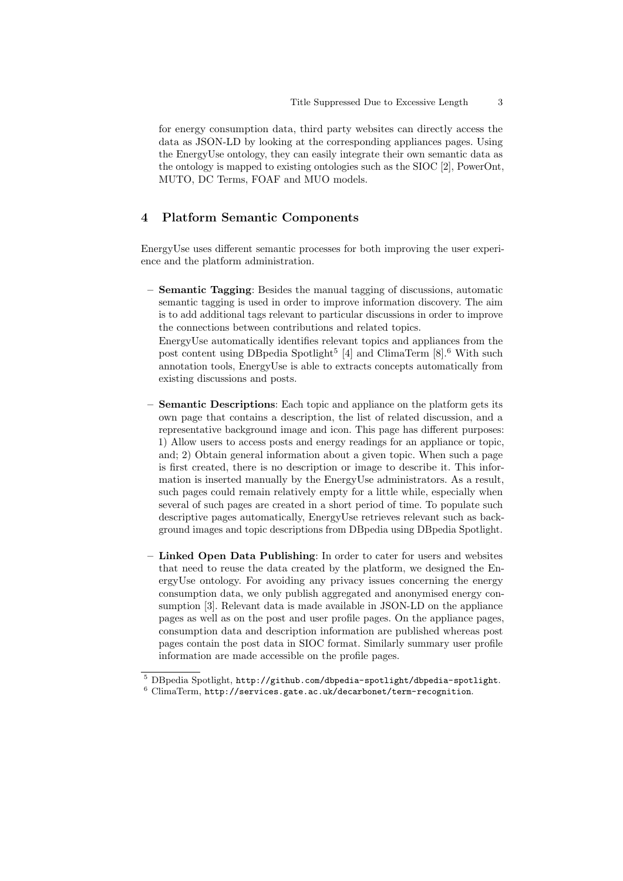for energy consumption data, third party websites can directly access the data as JSON-LD by looking at the corresponding appliances pages. Using the EnergyUse ontology, they can easily integrate their own semantic data as the ontology is mapped to existing ontologies such as the SIOC [2], PowerOnt, MUTO, DC Terms, FOAF and MUO models.

## 4 Platform Semantic Components

EnergyUse uses different semantic processes for both improving the user experience and the platform administration.

- **Semantic Tagging**: Besides the manual tagging of discussions, automatic semantic tagging is used in order to improve information discovery. The aim is to add additional tags relevant to particular discussions in order to improve the connections between contributions and related topics.
  EnergyUse automatically identifies relevant topics and appliances from the post content using DBpedia Spotlight[5] [4] and ClimaTerm [8].[6] With such annotation tools, EnergyUse is able to extracts concepts automatically from existing discussions and posts.

- **Semantic Descriptions**: Each topic and appliance on the platform gets its own page that contains a description, the list of related discussion, and a representative background image and icon. This page has different purposes: 1) Allow users to access posts and energy readings for an appliance or topic, and; 2) Obtain general information about a given topic. When such a page is first created, there is no description or image to describe it. This information is inserted manually by the EnergyUse administrators. As a result, such pages could remain relatively empty for a little while, especially when several of such pages are created in a short period of time. To populate such descriptive pages automatically, EnergyUse retrieves relevant such as background images and topic descriptions from DBpedia using DBpedia Spotlight.

- **Linked Open Data Publishing**: In order to cater for users and websites that need to reuse the data created by the platform, we designed the EnergyUse ontology. For avoiding any privacy issues concerning the energy consumption data, we only publish aggregated and anonymised energy consumption [3]. Relevant data is made available in JSON-LD on the appliance pages as well as on the post and user profile pages. On the appliance pages, consumption data and description information are published whereas post pages contain the post data in SIOC format. Similarly summary user profile information are made accessible on the profile pages.

[5] DBpedia Spotlight, http://github.com/dbpedia-spotlight/dbpedia-spotlight.

[6] ClimaTerm, http://services.gate.ac.uk/decarbonet/term-recognition.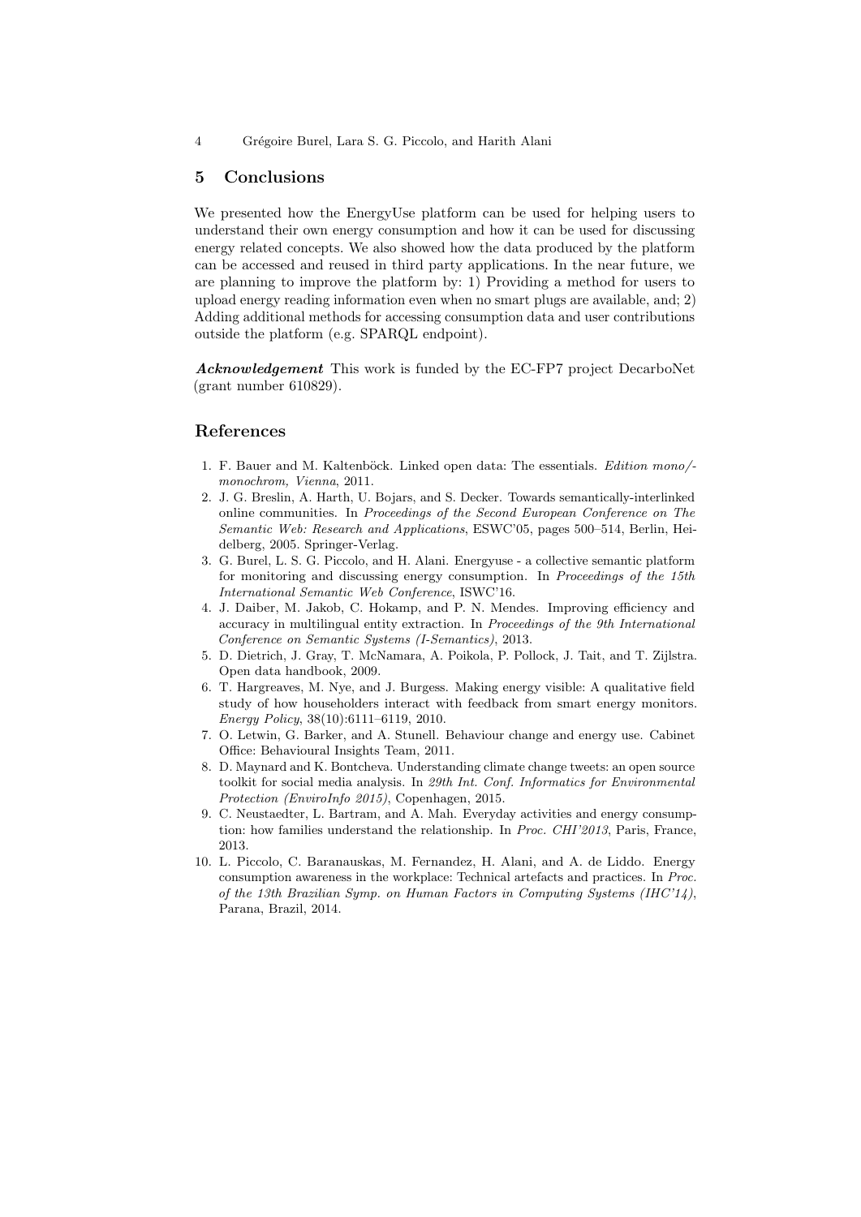## 5 Conclusions

We presented how the EnergyUse platform can be used for helping users to understand their own energy consumption and how it can be used for discussing energy related concepts. We also showed how the data produced by the platform can be accessed and reused in third party applications. In the near future, we are planning to improve the platform by: 1) Providing a method for users to upload energy reading information even when no smart plugs are available, and; 2) Adding additional methods for accessing consumption data and user contributions outside the platform (e.g. SPARQL endpoint).

***Acknowledgement*** This work is funded by the EC-FP7 project DecarboNet (grant number 610829).

## References

1. F. Bauer and M. Kaltenböck. Linked open data: The essentials. *Edition mono/-monochrom, Vienna*, 2011.
2. J. G. Breslin, A. Harth, U. Bojars, and S. Decker. Towards semantically-interlinked online communities. In *Proceedings of the Second European Conference on The Semantic Web: Research and Applications*, ESWC'05, pages 500–514, Berlin, Heidelberg, 2005. Springer-Verlag.
3. G. Burel, L. S. G. Piccolo, and H. Alani. Energyuse - a collective semantic platform for monitoring and discussing energy consumption. In *Proceedings of the 15th International Semantic Web Conference*, ISWC'16.
4. J. Daiber, M. Jakob, C. Hokamp, and P. N. Mendes. Improving efficiency and accuracy in multilingual entity extraction. In *Proceedings of the 9th International Conference on Semantic Systems (I-Semantics)*, 2013.
5. D. Dietrich, J. Gray, T. McNamara, A. Poikola, P. Pollock, J. Tait, and T. Zijlstra. Open data handbook, 2009.
6. T. Hargreaves, M. Nye, and J. Burgess. Making energy visible: A qualitative field study of how householders interact with feedback from smart energy monitors. *Energy Policy*, 38(10):6111–6119, 2010.
7. O. Letwin, G. Barker, and A. Stunell. Behaviour change and energy use. Cabinet Office: Behavioural Insights Team, 2011.
8. D. Maynard and K. Bontcheva. Understanding climate change tweets: an open source toolkit for social media analysis. In *29th Int. Conf. Informatics for Environmental Protection (EnviroInfo 2015)*, Copenhagen, 2015.
9. C. Neustaedter, L. Bartram, and A. Mah. Everyday activities and energy consumption: how families understand the relationship. In *Proc. CHI'2013*, Paris, France, 2013.
10. L. Piccolo, C. Baranauskas, M. Fernandez, H. Alani, and A. de Liddo. Energy consumption awareness in the workplace: Technical artefacts and practices. In *Proc. of the 13th Brazilian Symp. on Human Factors in Computing Systems (IHC'14)*, Parana, Brazil, 2014.